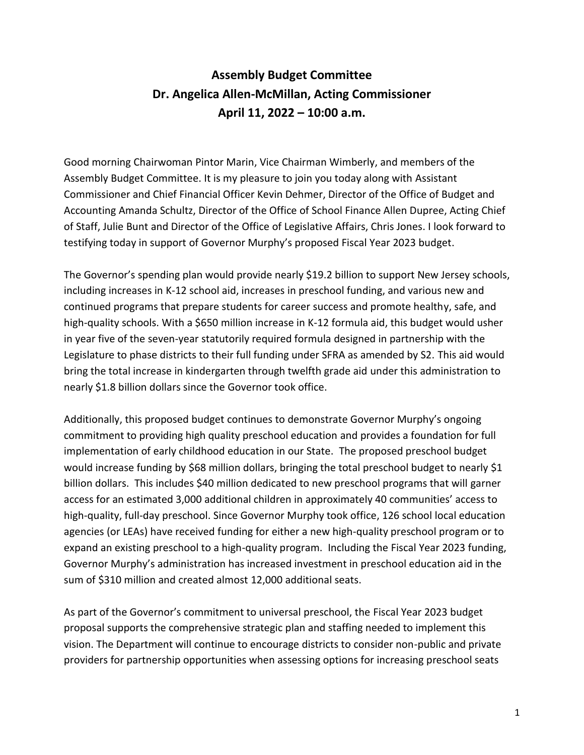# Assembly Budget Committee
# Dr. Angelica Allen-McMillan, Acting Commissioner
# April 11, 2022 – 10:00 a.m.

Good morning Chairwoman Pintor Marin, Vice Chairman Wimberly, and members of the Assembly Budget Committee. It is my pleasure to join you today along with Assistant Commissioner and Chief Financial Officer Kevin Dehmer, Director of the Office of Budget and Accounting Amanda Schultz, Director of the Office of School Finance Allen Dupree, Acting Chief of Staff, Julie Bunt and Director of the Office of Legislative Affairs, Chris Jones. I look forward to testifying today in support of Governor Murphy's proposed Fiscal Year 2023 budget.

The Governor's spending plan would provide nearly $19.2 billion to support New Jersey schools, including increases in K-12 school aid, increases in preschool funding, and various new and continued programs that prepare students for career success and promote healthy, safe, and high-quality schools. With a $650 million increase in K-12 formula aid, this budget would usher in year five of the seven-year statutorily required formula designed in partnership with the Legislature to phase districts to their full funding under SFRA as amended by S2. This aid would bring the total increase in kindergarten through twelfth grade aid under this administration to nearly $1.8 billion dollars since the Governor took office.

Additionally, this proposed budget continues to demonstrate Governor Murphy's ongoing commitment to providing high quality preschool education and provides a foundation for full implementation of early childhood education in our State. The proposed preschool budget would increase funding by $68 million dollars, bringing the total preschool budget to nearly $1 billion dollars. This includes $40 million dedicated to new preschool programs that will garner access for an estimated 3,000 additional children in approximately 40 communities' access to high-quality, full-day preschool. Since Governor Murphy took office, 126 school local education agencies (or LEAs) have received funding for either a new high-quality preschool program or to expand an existing preschool to a high-quality program. Including the Fiscal Year 2023 funding, Governor Murphy's administration has increased investment in preschool education aid in the sum of $310 million and created almost 12,000 additional seats.

As part of the Governor's commitment to universal preschool, the Fiscal Year 2023 budget proposal supports the comprehensive strategic plan and staffing needed to implement this vision. The Department will continue to encourage districts to consider non-public and private providers for partnership opportunities when assessing options for increasing preschool seats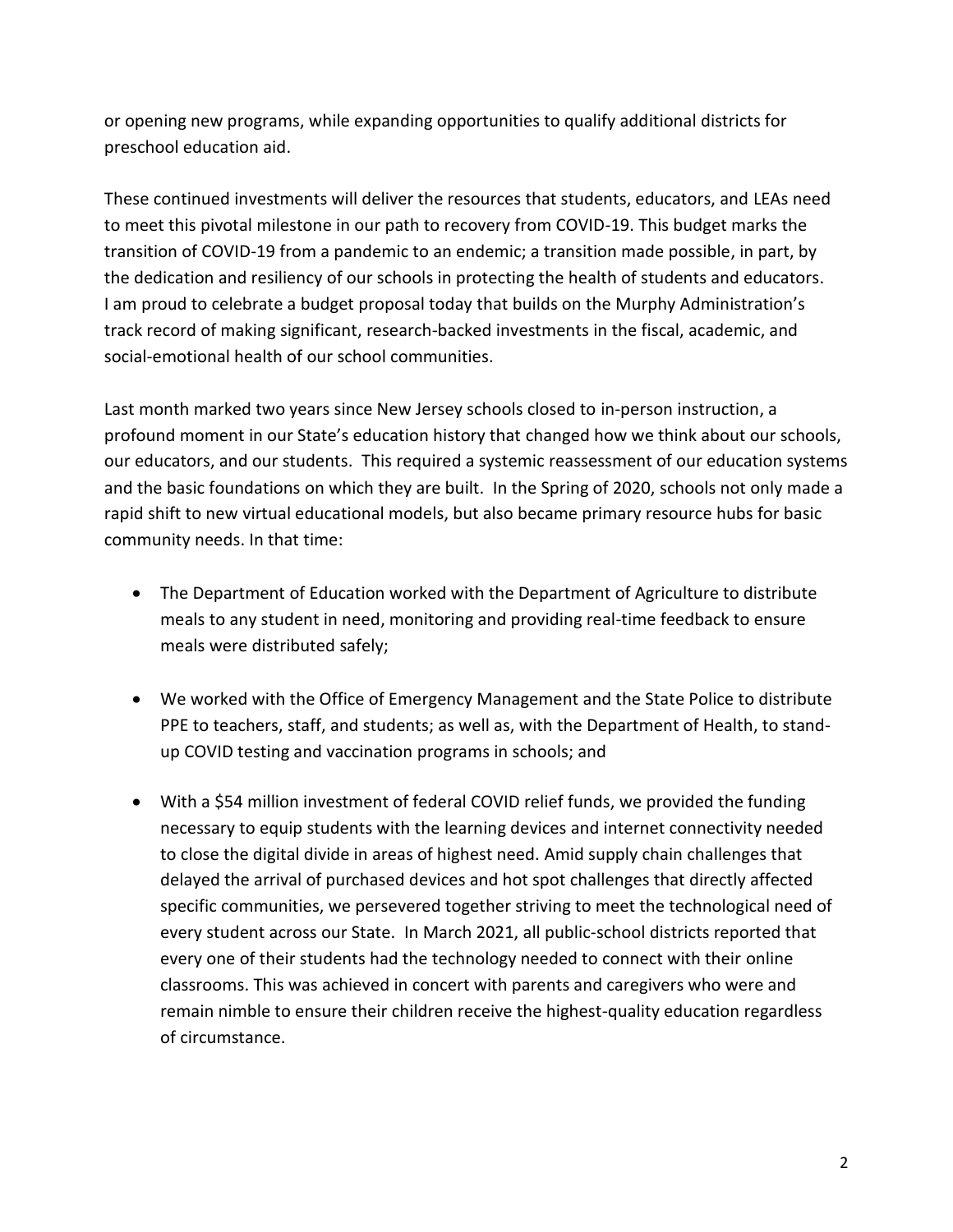or opening new programs, while expanding opportunities to qualify additional districts for preschool education aid.

These continued investments will deliver the resources that students, educators, and LEAs need to meet this pivotal milestone in our path to recovery from COVID-19. This budget marks the transition of COVID-19 from a pandemic to an endemic; a transition made possible, in part, by the dedication and resiliency of our schools in protecting the health of students and educators. I am proud to celebrate a budget proposal today that builds on the Murphy Administration's track record of making significant, research-backed investments in the fiscal, academic, and social-emotional health of our school communities.

Last month marked two years since New Jersey schools closed to in-person instruction, a profound moment in our State's education history that changed how we think about our schools, our educators, and our students. This required a systemic reassessment of our education systems and the basic foundations on which they are built. In the Spring of 2020, schools not only made a rapid shift to new virtual educational models, but also became primary resource hubs for basic community needs. In that time:

- The Department of Education worked with the Department of Agriculture to distribute meals to any student in need, monitoring and providing real-time feedback to ensure meals were distributed safely;

- We worked with the Office of Emergency Management and the State Police to distribute PPE to teachers, staff, and students; as well as, with the Department of Health, to stand-up COVID testing and vaccination programs in schools; and

- With a $54 million investment of federal COVID relief funds, we provided the funding necessary to equip students with the learning devices and internet connectivity needed to close the digital divide in areas of highest need. Amid supply chain challenges that delayed the arrival of purchased devices and hot spot challenges that directly affected specific communities, we persevered together striving to meet the technological need of every student across our State. In March 2021, all public-school districts reported that every one of their students had the technology needed to connect with their online classrooms. This was achieved in concert with parents and caregivers who were and remain nimble to ensure their children receive the highest-quality education regardless of circumstance.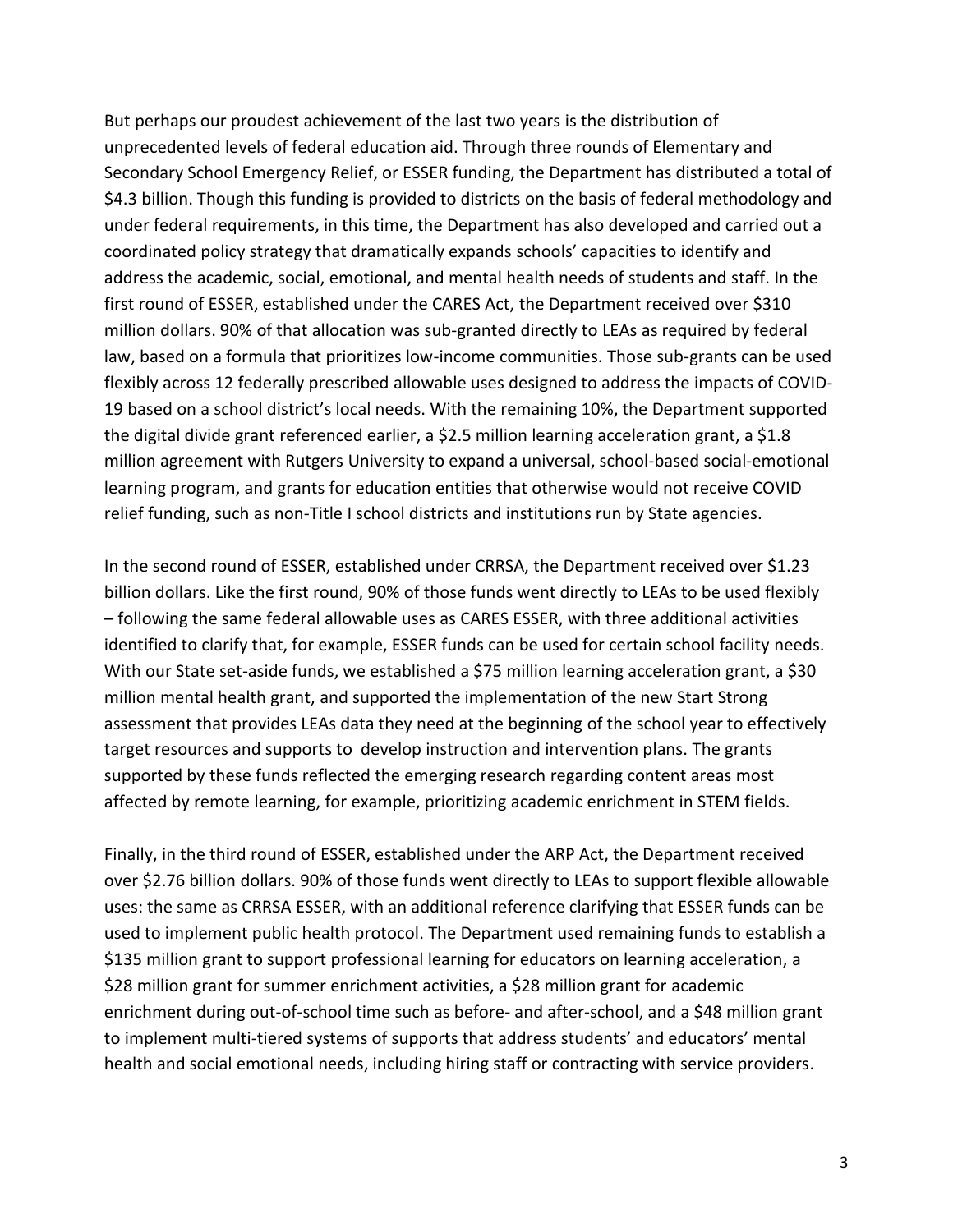But perhaps our proudest achievement of the last two years is the distribution of unprecedented levels of federal education aid. Through three rounds of Elementary and Secondary School Emergency Relief, or ESSER funding, the Department has distributed a total of $4.3 billion. Though this funding is provided to districts on the basis of federal methodology and under federal requirements, in this time, the Department has also developed and carried out a coordinated policy strategy that dramatically expands schools' capacities to identify and address the academic, social, emotional, and mental health needs of students and staff. In the first round of ESSER, established under the CARES Act, the Department received over $310 million dollars. 90% of that allocation was sub-granted directly to LEAs as required by federal law, based on a formula that prioritizes low-income communities. Those sub-grants can be used flexibly across 12 federally prescribed allowable uses designed to address the impacts of COVID-19 based on a school district's local needs. With the remaining 10%, the Department supported the digital divide grant referenced earlier, a $2.5 million learning acceleration grant, a $1.8 million agreement with Rutgers University to expand a universal, school-based social-emotional learning program, and grants for education entities that otherwise would not receive COVID relief funding, such as non-Title I school districts and institutions run by State agencies.

In the second round of ESSER, established under CRRSA, the Department received over $1.23 billion dollars. Like the first round, 90% of those funds went directly to LEAs to be used flexibly – following the same federal allowable uses as CARES ESSER, with three additional activities identified to clarify that, for example, ESSER funds can be used for certain school facility needs. With our State set-aside funds, we established a $75 million learning acceleration grant, a $30 million mental health grant, and supported the implementation of the new Start Strong assessment that provides LEAs data they need at the beginning of the school year to effectively target resources and supports to develop instruction and intervention plans. The grants supported by these funds reflected the emerging research regarding content areas most affected by remote learning, for example, prioritizing academic enrichment in STEM fields.

Finally, in the third round of ESSER, established under the ARP Act, the Department received over $2.76 billion dollars. 90% of those funds went directly to LEAs to support flexible allowable uses: the same as CRRSA ESSER, with an additional reference clarifying that ESSER funds can be used to implement public health protocol. The Department used remaining funds to establish a $135 million grant to support professional learning for educators on learning acceleration, a $28 million grant for summer enrichment activities, a $28 million grant for academic enrichment during out-of-school time such as before- and after-school, and a $48 million grant to implement multi-tiered systems of supports that address students' and educators' mental health and social emotional needs, including hiring staff or contracting with service providers.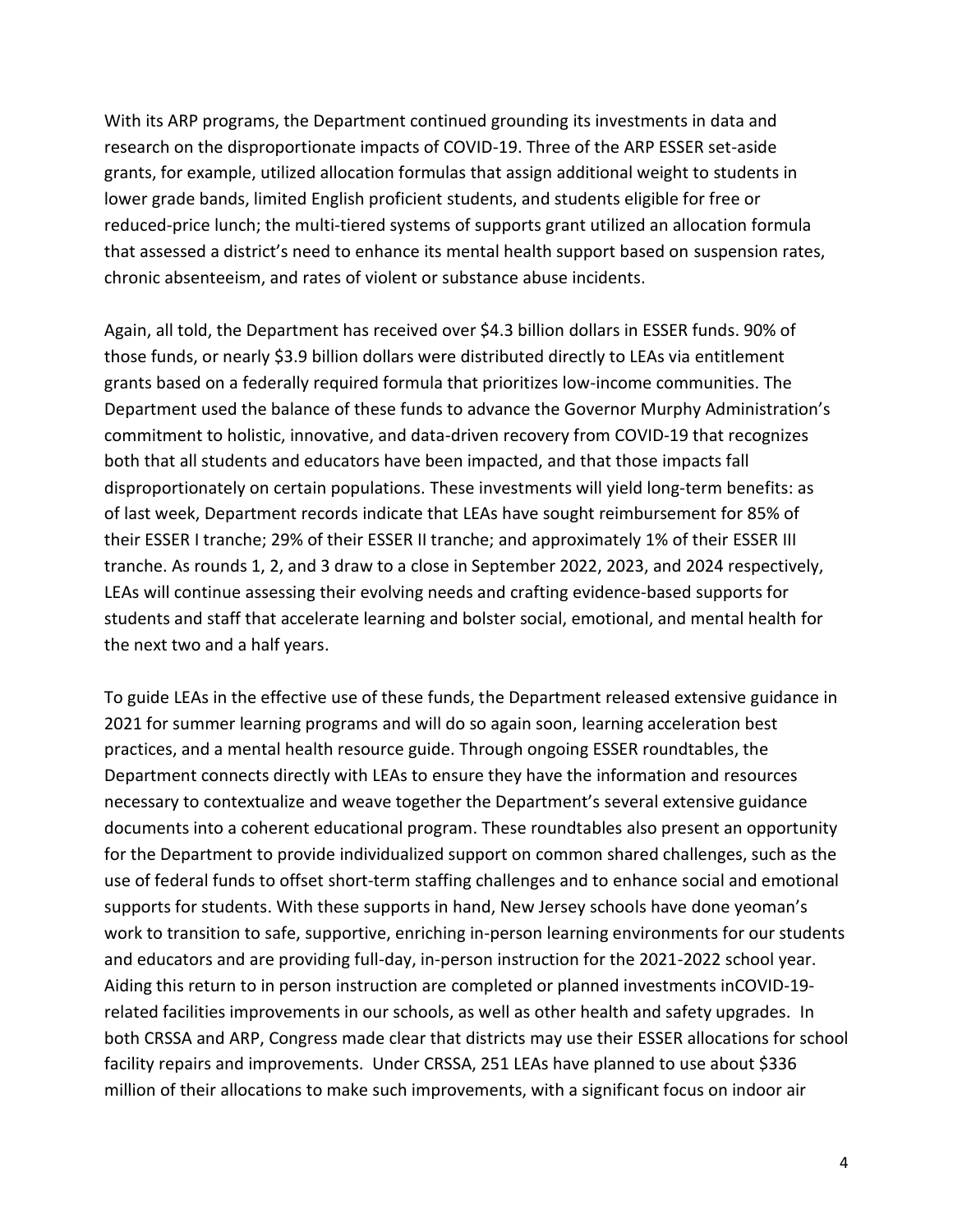With its ARP programs, the Department continued grounding its investments in data and research on the disproportionate impacts of COVID-19. Three of the ARP ESSER set-aside grants, for example, utilized allocation formulas that assign additional weight to students in lower grade bands, limited English proficient students, and students eligible for free or reduced-price lunch; the multi-tiered systems of supports grant utilized an allocation formula that assessed a district's need to enhance its mental health support based on suspension rates, chronic absenteeism, and rates of violent or substance abuse incidents.

Again, all told, the Department has received over $4.3 billion dollars in ESSER funds. 90% of those funds, or nearly $3.9 billion dollars were distributed directly to LEAs via entitlement grants based on a federally required formula that prioritizes low-income communities. The Department used the balance of these funds to advance the Governor Murphy Administration's commitment to holistic, innovative, and data-driven recovery from COVID-19 that recognizes both that all students and educators have been impacted, and that those impacts fall disproportionately on certain populations. These investments will yield long-term benefits: as of last week, Department records indicate that LEAs have sought reimbursement for 85% of their ESSER I tranche; 29% of their ESSER II tranche; and approximately 1% of their ESSER III tranche. As rounds 1, 2, and 3 draw to a close in September 2022, 2023, and 2024 respectively, LEAs will continue assessing their evolving needs and crafting evidence-based supports for students and staff that accelerate learning and bolster social, emotional, and mental health for the next two and a half years.

To guide LEAs in the effective use of these funds, the Department released extensive guidance in 2021 for summer learning programs and will do so again soon, learning acceleration best practices, and a mental health resource guide. Through ongoing ESSER roundtables, the Department connects directly with LEAs to ensure they have the information and resources necessary to contextualize and weave together the Department's several extensive guidance documents into a coherent educational program. These roundtables also present an opportunity for the Department to provide individualized support on common shared challenges, such as the use of federal funds to offset short-term staffing challenges and to enhance social and emotional supports for students. With these supports in hand, New Jersey schools have done yeoman's work to transition to safe, supportive, enriching in-person learning environments for our students and educators and are providing full-day, in-person instruction for the 2021-2022 school year. Aiding this return to in person instruction are completed or planned investments inCOVID-19-related facilities improvements in our schools, as well as other health and safety upgrades. In both CRSSA and ARP, Congress made clear that districts may use their ESSER allocations for school facility repairs and improvements. Under CRSSA, 251 LEAs have planned to use about $336 million of their allocations to make such improvements, with a significant focus on indoor air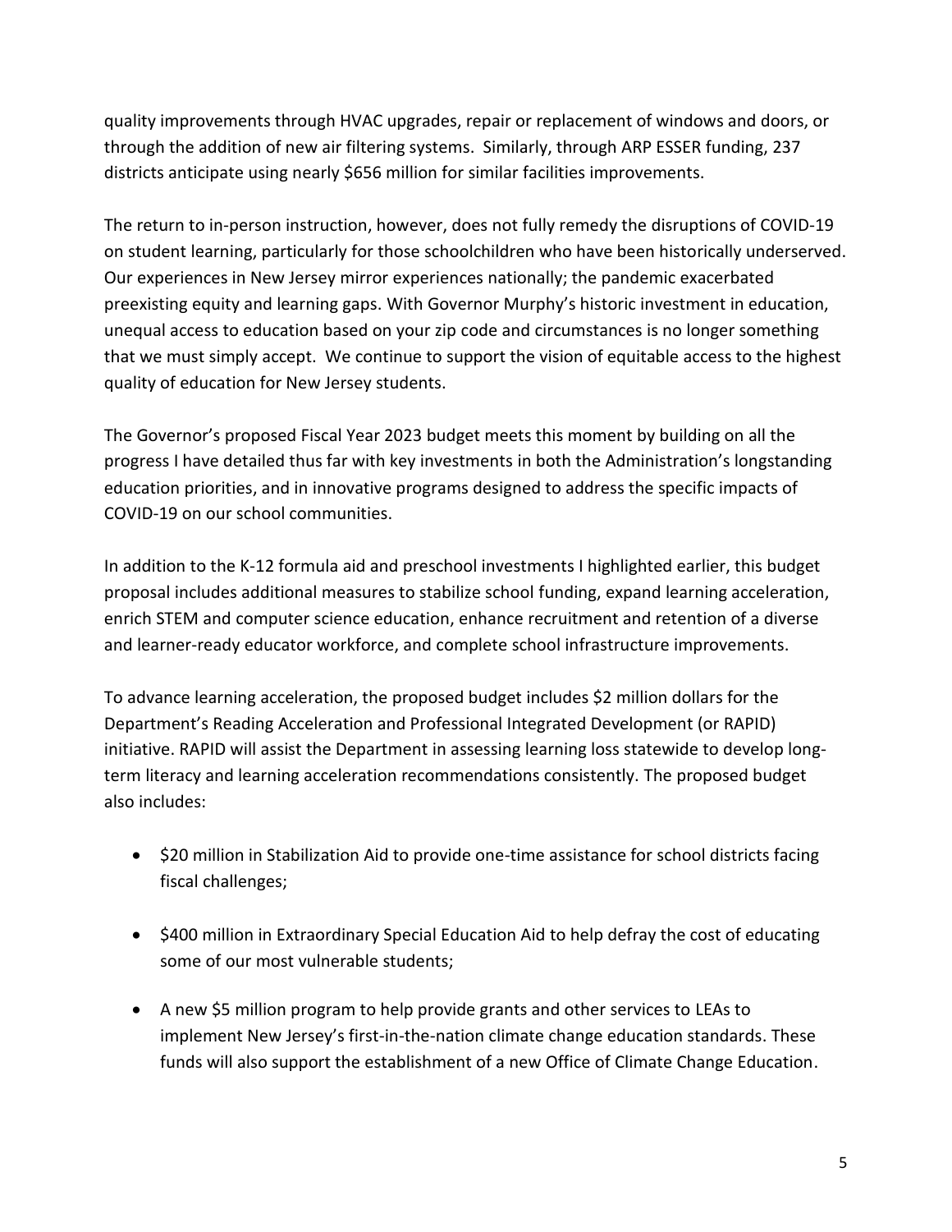quality improvements through HVAC upgrades, repair or replacement of windows and doors, or through the addition of new air filtering systems. Similarly, through ARP ESSER funding, 237 districts anticipate using nearly $656 million for similar facilities improvements.

The return to in-person instruction, however, does not fully remedy the disruptions of COVID-19 on student learning, particularly for those schoolchildren who have been historically underserved. Our experiences in New Jersey mirror experiences nationally; the pandemic exacerbated preexisting equity and learning gaps. With Governor Murphy's historic investment in education, unequal access to education based on your zip code and circumstances is no longer something that we must simply accept. We continue to support the vision of equitable access to the highest quality of education for New Jersey students.

The Governor's proposed Fiscal Year 2023 budget meets this moment by building on all the progress I have detailed thus far with key investments in both the Administration's longstanding education priorities, and in innovative programs designed to address the specific impacts of COVID-19 on our school communities.

In addition to the K-12 formula aid and preschool investments I highlighted earlier, this budget proposal includes additional measures to stabilize school funding, expand learning acceleration, enrich STEM and computer science education, enhance recruitment and retention of a diverse and learner-ready educator workforce, and complete school infrastructure improvements.

To advance learning acceleration, the proposed budget includes $2 million dollars for the Department's Reading Acceleration and Professional Integrated Development (or RAPID) initiative. RAPID will assist the Department in assessing learning loss statewide to develop long-term literacy and learning acceleration recommendations consistently. The proposed budget also includes:

- $20 million in Stabilization Aid to provide one-time assistance for school districts facing fiscal challenges;
- $400 million in Extraordinary Special Education Aid to help defray the cost of educating some of our most vulnerable students;
- A new $5 million program to help provide grants and other services to LEAs to implement New Jersey's first-in-the-nation climate change education standards. These funds will also support the establishment of a new Office of Climate Change Education.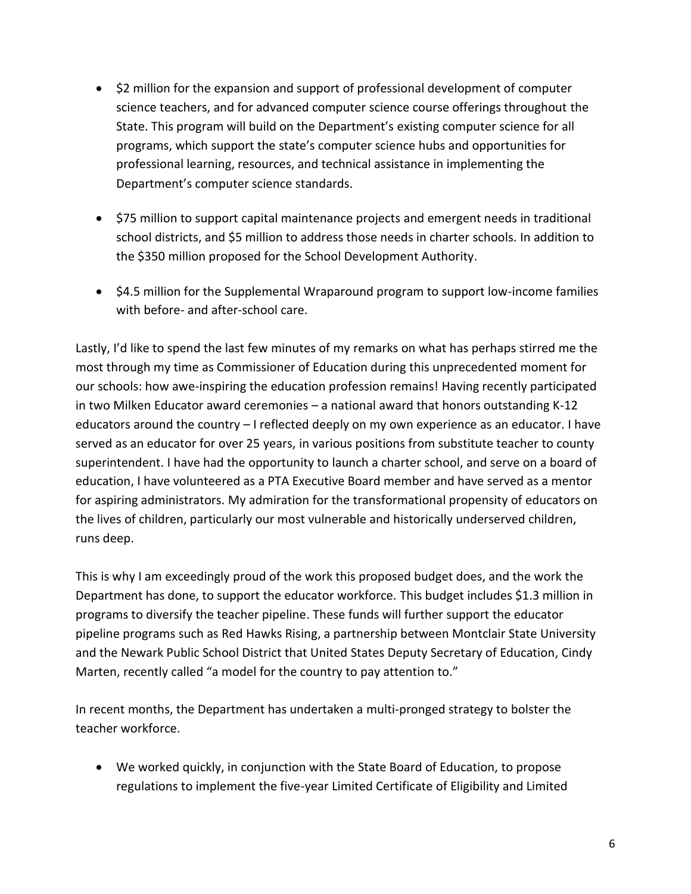- $2 million for the expansion and support of professional development of computer science teachers, and for advanced computer science course offerings throughout the State. This program will build on the Department's existing computer science for all programs, which support the state's computer science hubs and opportunities for professional learning, resources, and technical assistance in implementing the Department's computer science standards.

- $75 million to support capital maintenance projects and emergent needs in traditional school districts, and $5 million to address those needs in charter schools. In addition to the $350 million proposed for the School Development Authority.

- $4.5 million for the Supplemental Wraparound program to support low-income families with before- and after-school care.

Lastly, I'd like to spend the last few minutes of my remarks on what has perhaps stirred me the most through my time as Commissioner of Education during this unprecedented moment for our schools: how awe-inspiring the education profession remains! Having recently participated in two Milken Educator award ceremonies – a national award that honors outstanding K-12 educators around the country – I reflected deeply on my own experience as an educator. I have served as an educator for over 25 years, in various positions from substitute teacher to county superintendent. I have had the opportunity to launch a charter school, and serve on a board of education, I have volunteered as a PTA Executive Board member and have served as a mentor for aspiring administrators. My admiration for the transformational propensity of educators on the lives of children, particularly our most vulnerable and historically underserved children, runs deep.

This is why I am exceedingly proud of the work this proposed budget does, and the work the Department has done, to support the educator workforce. This budget includes $1.3 million in programs to diversify the teacher pipeline. These funds will further support the educator pipeline programs such as Red Hawks Rising, a partnership between Montclair State University and the Newark Public School District that United States Deputy Secretary of Education, Cindy Marten, recently called "a model for the country to pay attention to."

In recent months, the Department has undertaken a multi-pronged strategy to bolster the teacher workforce.

- We worked quickly, in conjunction with the State Board of Education, to propose regulations to implement the five-year Limited Certificate of Eligibility and Limited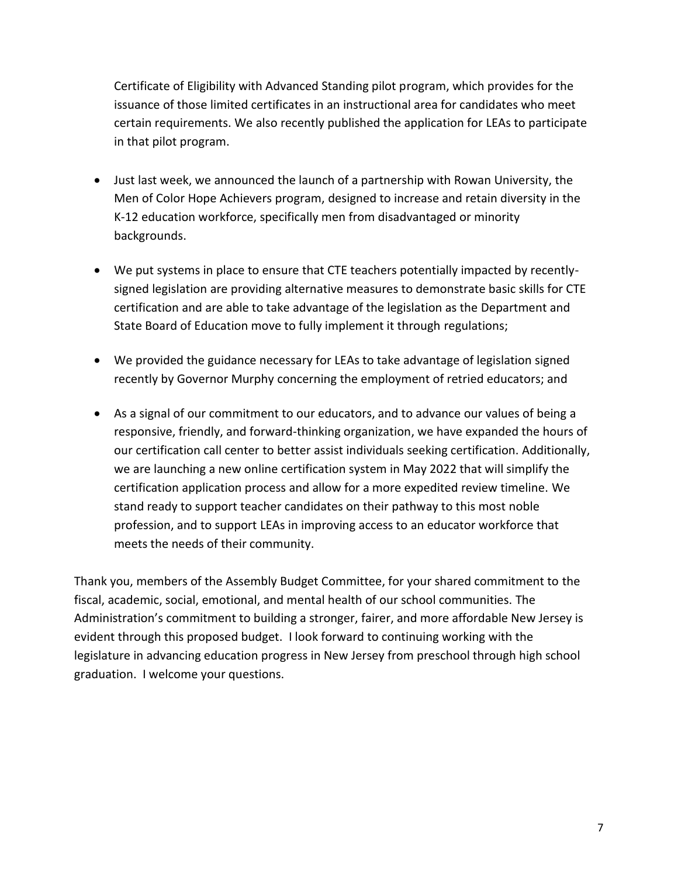Certificate of Eligibility with Advanced Standing pilot program, which provides for the issuance of those limited certificates in an instructional area for candidates who meet certain requirements. We also recently published the application for LEAs to participate in that pilot program.

- Just last week, we announced the launch of a partnership with Rowan University, the Men of Color Hope Achievers program, designed to increase and retain diversity in the K-12 education workforce, specifically men from disadvantaged or minority backgrounds.
- We put systems in place to ensure that CTE teachers potentially impacted by recently-signed legislation are providing alternative measures to demonstrate basic skills for CTE certification and are able to take advantage of the legislation as the Department and State Board of Education move to fully implement it through regulations;
- We provided the guidance necessary for LEAs to take advantage of legislation signed recently by Governor Murphy concerning the employment of retried educators; and
- As a signal of our commitment to our educators, and to advance our values of being a responsive, friendly, and forward-thinking organization, we have expanded the hours of our certification call center to better assist individuals seeking certification. Additionally, we are launching a new online certification system in May 2022 that will simplify the certification application process and allow for a more expedited review timeline. We stand ready to support teacher candidates on their pathway to this most noble profession, and to support LEAs in improving access to an educator workforce that meets the needs of their community.

Thank you, members of the Assembly Budget Committee, for your shared commitment to the fiscal, academic, social, emotional, and mental health of our school communities. The Administration's commitment to building a stronger, fairer, and more affordable New Jersey is evident through this proposed budget. I look forward to continuing working with the legislature in advancing education progress in New Jersey from preschool through high school graduation. I welcome your questions.